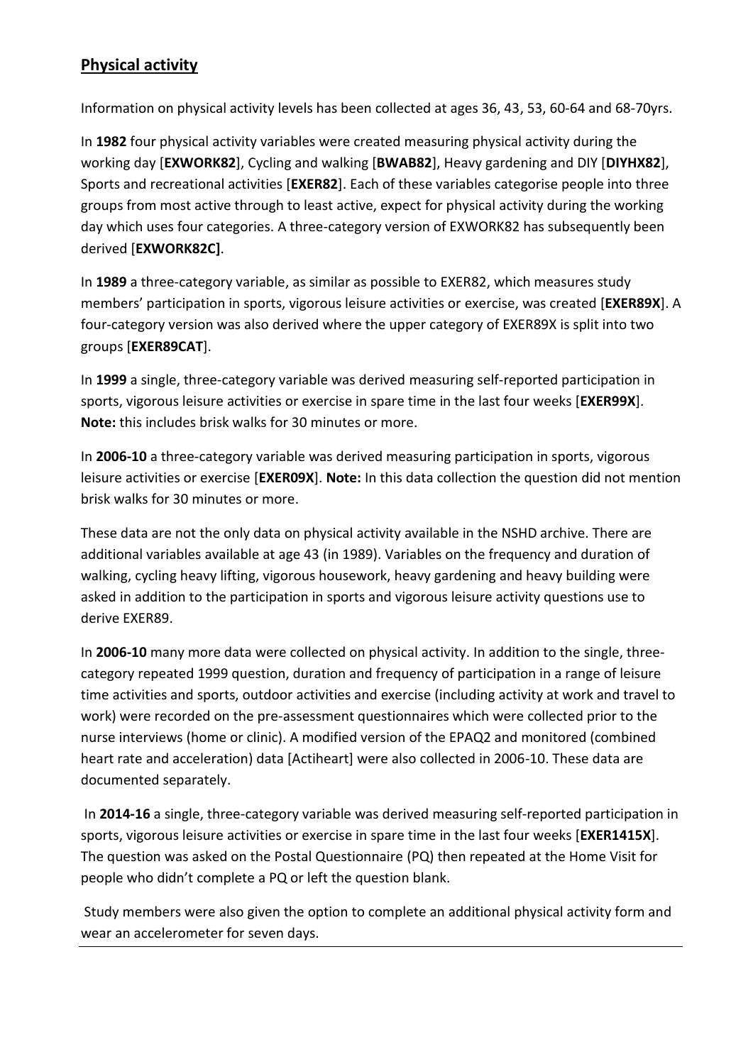## **Physical activity**

Information on physical activity levels has been collected at ages 36, 43, 53, 60-64 and 68-70yrs.

In **1982** four physical activity variables were created measuring physical activity during the working day [**EXWORK82**], Cycling and walking [**BWAB82**], Heavy gardening and DIY [**DIYHX82**], Sports and recreational activities [**EXER82**]. Each of these variables categorise people into three groups from most active through to least active, expect for physical activity during the working day which uses four categories. A three-category version of EXWORK82 has subsequently been derived [**EXWORK82C]**.

In **1989** a three-category variable, as similar as possible to EXER82, which measures study members' participation in sports, vigorous leisure activities or exercise, was created [**EXER89X**]. A four-category version was also derived where the upper category of EXER89X is split into two groups [**EXER89CAT**].

In **1999** a single, three-category variable was derived measuring self-reported participation in sports, vigorous leisure activities or exercise in spare time in the last four weeks [**EXER99X**]. **Note:** this includes brisk walks for 30 minutes or more.

In **2006-10** a three-category variable was derived measuring participation in sports, vigorous leisure activities or exercise [**EXER09X**]. **Note:** In this data collection the question did not mention brisk walks for 30 minutes or more.

These data are not the only data on physical activity available in the NSHD archive. There are additional variables available at age 43 (in 1989). Variables on the frequency and duration of walking, cycling heavy lifting, vigorous housework, heavy gardening and heavy building were asked in addition to the participation in sports and vigorous leisure activity questions use to derive EXER89.

In **2006-10** many more data were collected on physical activity. In addition to the single, three-category repeated 1999 question, duration and frequency of participation in a range of leisure time activities and sports, outdoor activities and exercise (including activity at work and travel to work) were recorded on the pre-assessment questionnaires which were collected prior to the nurse interviews (home or clinic). A modified version of the EPAQ2 and monitored (combined heart rate and acceleration) data [Actiheart] were also collected in 2006-10. These data are documented separately.

In **2014-16** a single, three-category variable was derived measuring self-reported participation in sports, vigorous leisure activities or exercise in spare time in the last four weeks [**EXER1415X**]. The question was asked on the Postal Questionnaire (PQ) then repeated at the Home Visit for people who didn't complete a PQ or left the question blank.

Study members were also given the option to complete an additional physical activity form and wear an accelerometer for seven days.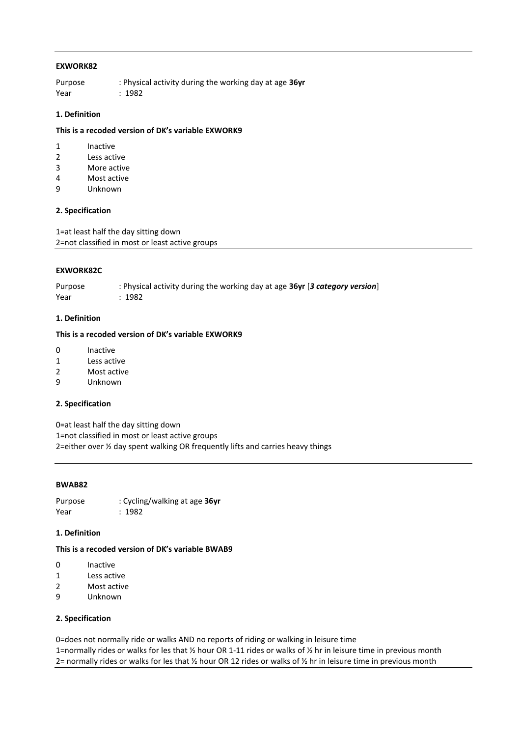---

**EXWORK82**

Purpose : Physical activity during the working day at age **36yr**
Year : 1982

**1. Definition**

**This is a recoded version of DK's variable EXWORK9**

1 Inactive
2 Less active
3 More active
4 Most active
9 Unknown

**2. Specification**

1=at least half the day sitting down
2=not classified in most or least active groups

---

**EXWORK82C**

Purpose : Physical activity during the working day at age **36yr** [***3 category version***]
Year : 1982

**1. Definition**

**This is a recoded version of DK's variable EXWORK9**

0 Inactive
1 Less active
2 Most active
9 Unknown

**2. Specification**

0=at least half the day sitting down
1=not classified in most or least active groups
2=either over ½ day spent walking OR frequently lifts and carries heavy things

---

**BWAB82**

Purpose : Cycling/walking at age **36yr**
Year : 1982

**1. Definition**

**This is a recoded version of DK's variable BWAB9**

0 Inactive
1 Less active
2 Most active
9 Unknown

**2. Specification**

0=does not normally ride or walks AND no reports of riding or walking in leisure time
1=normally rides or walks for les that ½ hour OR 1-11 rides or walks of ½ hr in leisure time in previous month
2= normally rides or walks for les that ½ hour OR 12 rides or walks of ½ hr in leisure time in previous month

---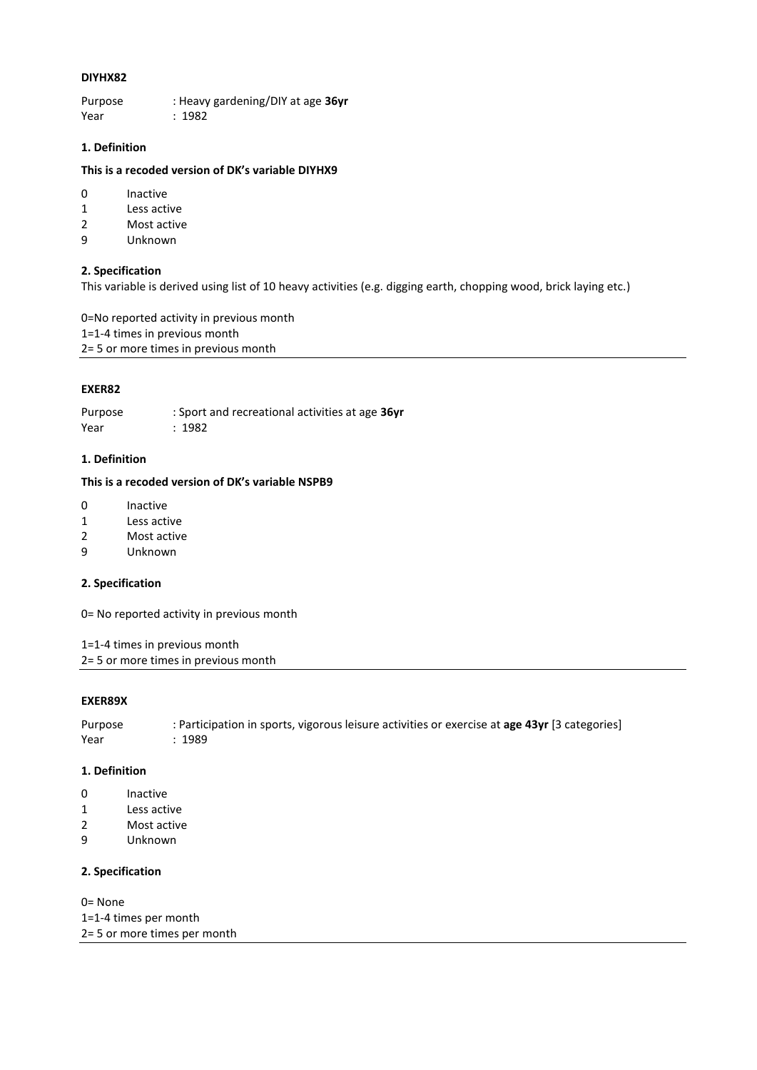### DIYHX82

Purpose : Heavy gardening/DIY at age **36yr**
Year : 1982

#### 1. Definition

**This is a recoded version of DK's variable DIYHX9**

0 Inactive
1 Less active
2 Most active
9 Unknown

#### 2. Specification

This variable is derived using list of 10 heavy activities (e.g. digging earth, chopping wood, brick laying etc.)

0=No reported activity in previous month
1=1-4 times in previous month
2= 5 or more times in previous month

---

### EXER82

Purpose : Sport and recreational activities at age **36yr**
Year : 1982

#### 1. Definition

**This is a recoded version of DK's variable NSPB9**

0 Inactive
1 Less active
2 Most active
9 Unknown

#### 2. Specification

0= No reported activity in previous month

1=1-4 times in previous month
2= 5 or more times in previous month

---

### EXER89X

Purpose : Participation in sports, vigorous leisure activities or exercise at **age 43yr** [3 categories]
Year : 1989

#### 1. Definition

0 Inactive
1 Less active
2 Most active
9 Unknown

#### 2. Specification

0= None
1=1-4 times per month
2= 5 or more times per month

---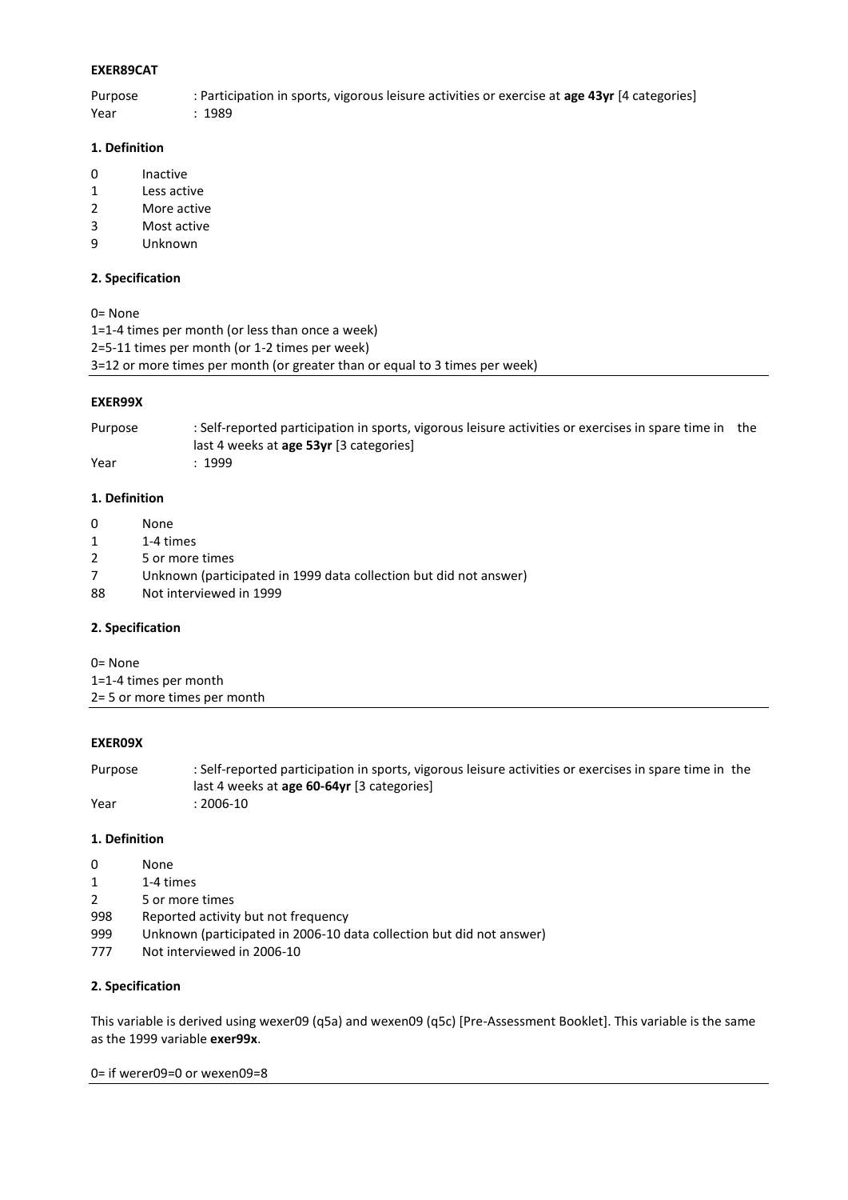**EXER89CAT**

Purpose : Participation in sports, vigorous leisure activities or exercise at **age 43yr** [4 categories]
Year : 1989

**1. Definition**

0 Inactive
1 Less active
2 More active
3 Most active
9 Unknown

**2. Specification**

0= None
1=1-4 times per month (or less than once a week)
2=5-11 times per month (or 1-2 times per week)
3=12 or more times per month (or greater than or equal to 3 times per week)

---

**EXER99X**

Purpose : Self-reported participation in sports, vigorous leisure activities or exercises in spare time in the last 4 weeks at **age 53yr** [3 categories]
Year : 1999

**1. Definition**

0 None
1 1-4 times
2 5 or more times
7 Unknown (participated in 1999 data collection but did not answer)
88 Not interviewed in 1999

**2. Specification**

0= None
1=1-4 times per month
2= 5 or more times per month

---

**EXER09X**

Purpose : Self-reported participation in sports, vigorous leisure activities or exercises in spare time in the last 4 weeks at **age 60-64yr** [3 categories]
Year : 2006-10

**1. Definition**

0 None
1 1-4 times
2 5 or more times
998 Reported activity but not frequency
999 Unknown (participated in 2006-10 data collection but did not answer)
777 Not interviewed in 2006-10

**2. Specification**

This variable is derived using wexer09 (q5a) and wexen09 (q5c) [Pre-Assessment Booklet]. This variable is the same as the 1999 variable **exer99x**.

0= if werer09=0 or wexen09=8

---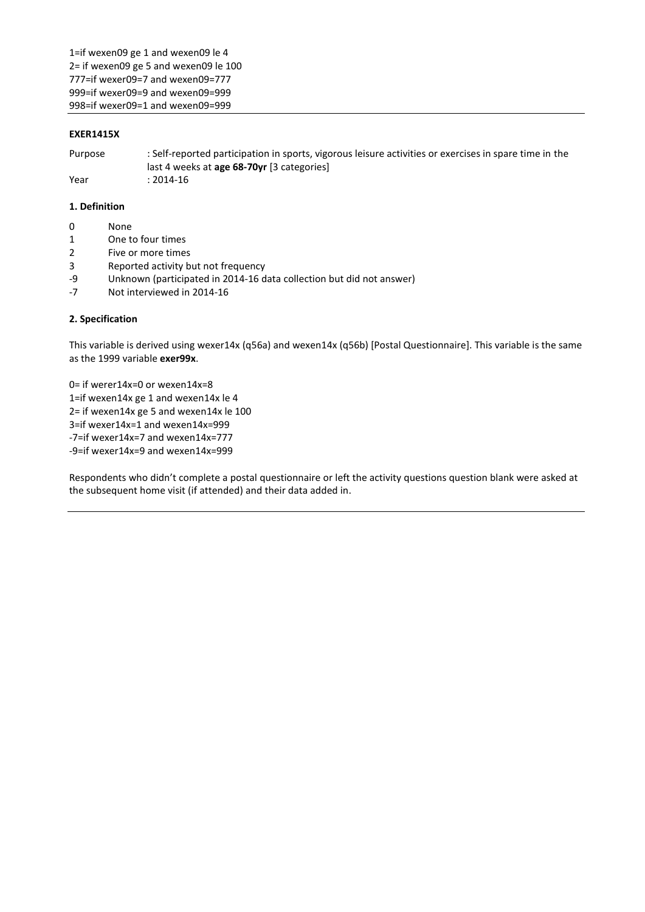1=if wexen09 ge 1 and wexen09 le 4
2= if wexen09 ge 5 and wexen09 le 100
777=if wexer09=7 and wexen09=777
999=if wexer09=9 and wexen09=999
998=if wexer09=1 and wexen09=999

---

**EXER1415X**

Purpose : Self-reported participation in sports, vigorous leisure activities or exercises in spare time in the last 4 weeks at **age 68-70yr** [3 categories]
Year : 2014-16

**1. Definition**

0 None
1 One to four times
2 Five or more times
3 Reported activity but not frequency
-9 Unknown (participated in 2014-16 data collection but did not answer)
-7 Not interviewed in 2014-16

**2. Specification**

This variable is derived using wexer14x (q56a) and wexen14x (q56b) [Postal Questionnaire]. This variable is the same as the 1999 variable **exer99x**.

0= if werer14x=0 or wexen14x=8
1=if wexen14x ge 1 and wexen14x le 4
2= if wexen14x ge 5 and wexen14x le 100
3=if wexer14x=1 and wexen14x=999
-7=if wexer14x=7 and wexen14x=777
-9=if wexer14x=9 and wexen14x=999

Respondents who didn't complete a postal questionnaire or left the activity questions question blank were asked at the subsequent home visit (if attended) and their data added in.

---